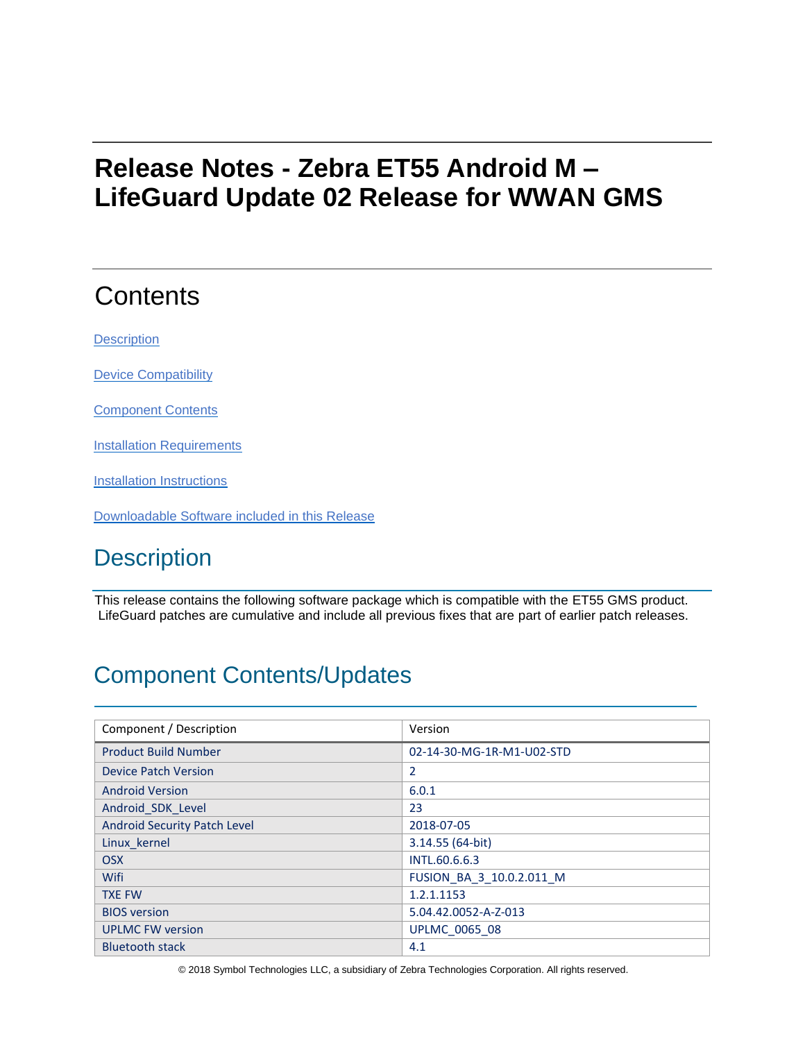# Release Notes - Zebra ET55 Android M – LifeGuard Update 02 Release for WWAN GMS

## Contents

[Description](#description)

[Device Compatibility](#device-compatibility)

[Component Contents](#component-contents)

[Installation Requirements](#installation-requirements)

[Installation Instructions](#installation-instructions)

[Downloadable Software included in this Release](#downloadable-software-included-in-this-release)

## Description

This release contains the following software package which is compatible with the ET55 GMS product. LifeGuard patches are cumulative and include all previous fixes that are part of earlier patch releases.

## Component Contents/Updates

| Component / Description | Version |
|---|---|
| Product Build Number | 02-14-30-MG-1R-M1-U02-STD |
| Device Patch Version | 2 |
| Android Version | 6.0.1 |
| Android_SDK_Level | 23 |
| Android Security Patch Level | 2018-07-05 |
| Linux_kernel | 3.14.55 (64-bit) |
| OSX | INTL.60.6.6.3 |
| Wifi | FUSION_BA_3_10.0.2.011_M |
| TXE FW | 1.2.1.1153 |
| BIOS version | 5.04.42.0052-A-Z-013 |
| UPLMC FW version | UPLMC_0065_08 |
| Bluetooth stack | 4.1 |

© 2018 Symbol Technologies LLC, a subsidiary of Zebra Technologies Corporation. All rights reserved.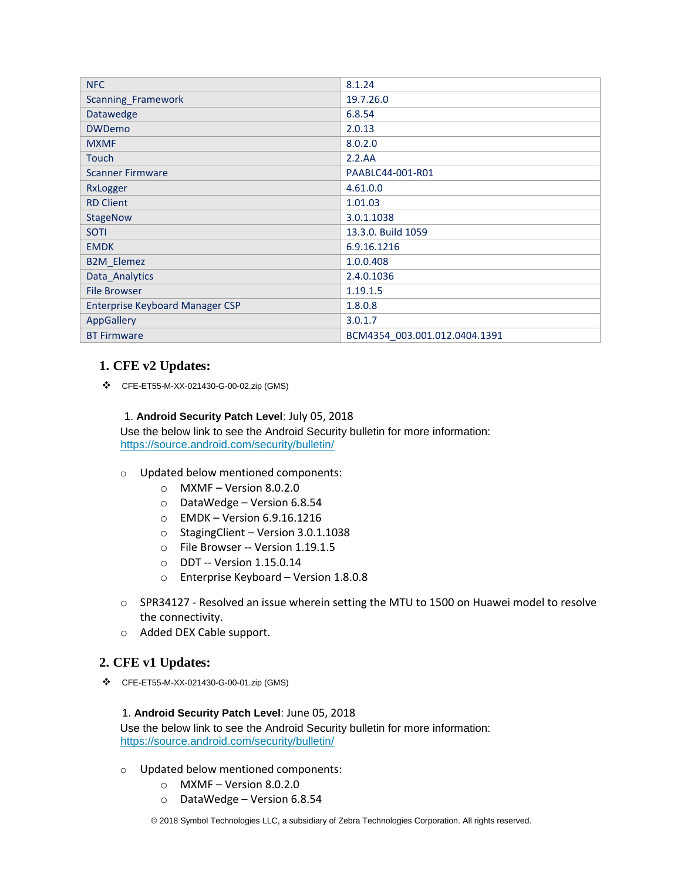| NFC | 8.1.24 |
| --- | --- |
| Scanning_Framework | 19.7.26.0 |
| Datawedge | 6.8.54 |
| DWDemo | 2.0.13 |
| MXMF | 8.0.2.0 |
| Touch | 2.2.AA |
| Scanner Firmware | PAABLC44-001-R01 |
| RxLogger | 4.61.0.0 |
| RD Client | 1.01.03 |
| StageNow | 3.0.1.1038 |
| SOTI | 13.3.0. Build 1059 |
| EMDK | 6.9.16.1216 |
| B2M_Elemez | 1.0.0.408 |
| Data_Analytics | 2.4.0.1036 |
| File Browser | 1.19.1.5 |
| Enterprise Keyboard Manager CSP | 1.8.0.8 |
| AppGallery | 3.0.1.7 |
| BT Firmware | BCM4354_003.001.012.0404.1391 |

## 1. CFE v2 Updates:

- CFE-ET55-M-XX-021430-G-00-02.zip (GMS)

  1. **Android Security Patch Level**: July 05, 2018
  
  Use the below link to see the Android Security bulletin for more information: https://source.android.com/security/bulletin/

  - Updated below mentioned components:
    - MXMF – Version 8.0.2.0
    - DataWedge – Version 6.8.54
    - EMDK – Version 6.9.16.1216
    - StagingClient – Version 3.0.1.1038
    - File Browser -- Version 1.19.1.5
    - DDT -- Version 1.15.0.14
    - Enterprise Keyboard – Version 1.8.0.8
  - SPR34127 - Resolved an issue wherein setting the MTU to 1500 on Huawei model to resolve the connectivity.
  - Added DEX Cable support.

## 2. CFE v1 Updates:

- CFE-ET55-M-XX-021430-G-00-01.zip (GMS)

  1. **Android Security Patch Level**: June 05, 2018
  
  Use the below link to see the Android Security bulletin for more information: https://source.android.com/security/bulletin/

  - Updated below mentioned components:
    - MXMF – Version 8.0.2.0
    - DataWedge – Version 6.8.54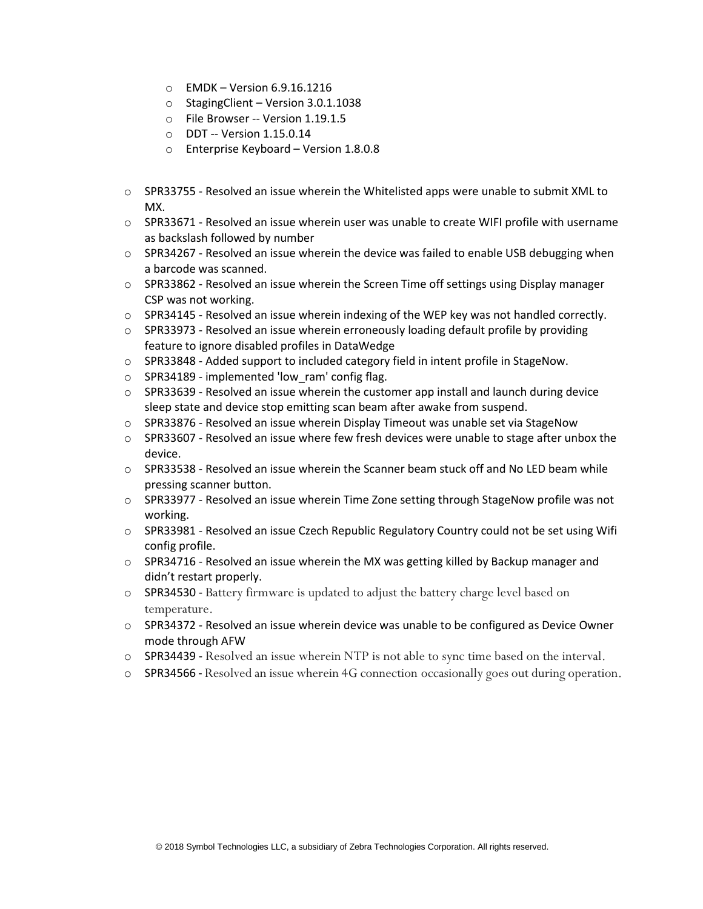- EMDK – Version 6.9.16.1216
   - StagingClient – Version 3.0.1.1038
   - File Browser -- Version 1.19.1.5
   - DDT -- Version 1.15.0.14
   - Enterprise Keyboard – Version 1.8.0.8

- SPR33755 - Resolved an issue wherein the Whitelisted apps were unable to submit XML to MX.
- SPR33671 - Resolved an issue wherein user was unable to create WIFI profile with username as backslash followed by number
- SPR34267 - Resolved an issue wherein the device was failed to enable USB debugging when a barcode was scanned.
- SPR33862 - Resolved an issue wherein the Screen Time off settings using Display manager CSP was not working.
- SPR34145 - Resolved an issue wherein indexing of the WEP key was not handled correctly.
- SPR33973 - Resolved an issue wherein erroneously loading default profile by providing feature to ignore disabled profiles in DataWedge
- SPR33848 - Added support to included category field in intent profile in StageNow.
- SPR34189 - implemented 'low_ram' config flag.
- SPR33639 - Resolved an issue wherein the customer app install and launch during device sleep state and device stop emitting scan beam after awake from suspend.
- SPR33876 - Resolved an issue wherein Display Timeout was unable set via StageNow
- SPR33607 - Resolved an issue where few fresh devices were unable to stage after unbox the device.
- SPR33538 - Resolved an issue wherein the Scanner beam stuck off and No LED beam while pressing scanner button.
- SPR33977 - Resolved an issue wherein Time Zone setting through StageNow profile was not working.
- SPR33981 - Resolved an issue Czech Republic Regulatory Country could not be set using Wifi config profile.
- SPR34716 - Resolved an issue wherein the MX was getting killed by Backup manager and didn't restart properly.
- SPR34530 - Battery firmware is updated to adjust the battery charge level based on temperature.
- SPR34372 - Resolved an issue wherein device was unable to be configured as Device Owner mode through AFW
- SPR34439 - Resolved an issue wherein NTP is not able to sync time based on the interval.
- SPR34566 - Resolved an issue wherein 4G connection occasionally goes out during operation.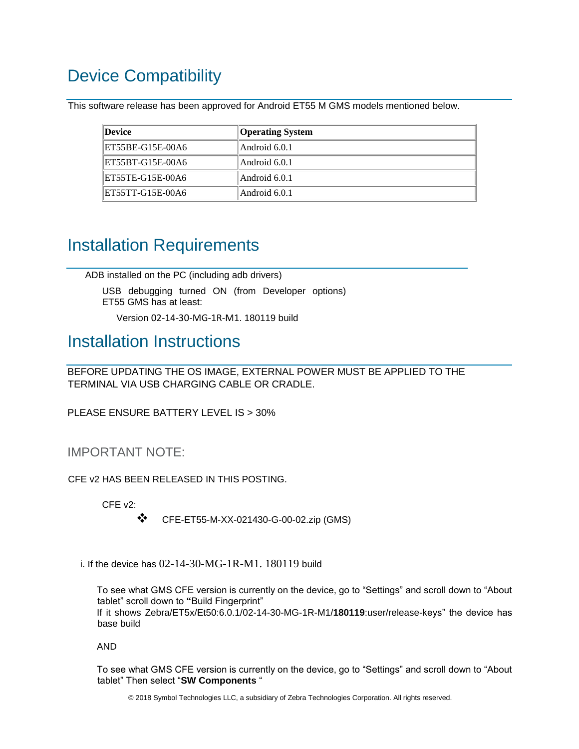## Device Compatibility

This software release has been approved for Android ET55 M GMS models mentioned below.

| Device | Operating System |
|---|---|
| ET55BE-G15E-00A6 | Android 6.0.1 |
| ET55BT-G15E-00A6 | Android 6.0.1 |
| ET55TE-G15E-00A6 | Android 6.0.1 |
| ET55TT-G15E-00A6 | Android 6.0.1 |

## Installation Requirements

ADB installed on the PC (including adb drivers)

USB debugging turned ON (from Developer options)
ET55 GMS has at least:

Version 02-14-30-MG-1R-M1. 180119 build

## Installation Instructions

BEFORE UPDATING THE OS IMAGE, EXTERNAL POWER MUST BE APPLIED TO THE TERMINAL VIA USB CHARGING CABLE OR CRADLE.

PLEASE ENSURE BATTERY LEVEL IS > 30%

### IMPORTANT NOTE:

CFE v2 HAS BEEN RELEASED IN THIS POSTING.

CFE v2:

- CFE-ET55-M-XX-021430-G-00-02.zip (GMS)

i. If the device has 02-14-30-MG-1R-M1. 180119 build

To see what GMS CFE version is currently on the device, go to “Settings” and scroll down to “About tablet” scroll down to **“**Build Fingerprint”
If it shows Zebra/ET5x/Et50:6.0.1/02-14-30-MG-1R-M1/**180119**:user/release-keys” the device has base build

AND

To see what GMS CFE version is currently on the device, go to “Settings” and scroll down to “About tablet” Then select “**SW Components** “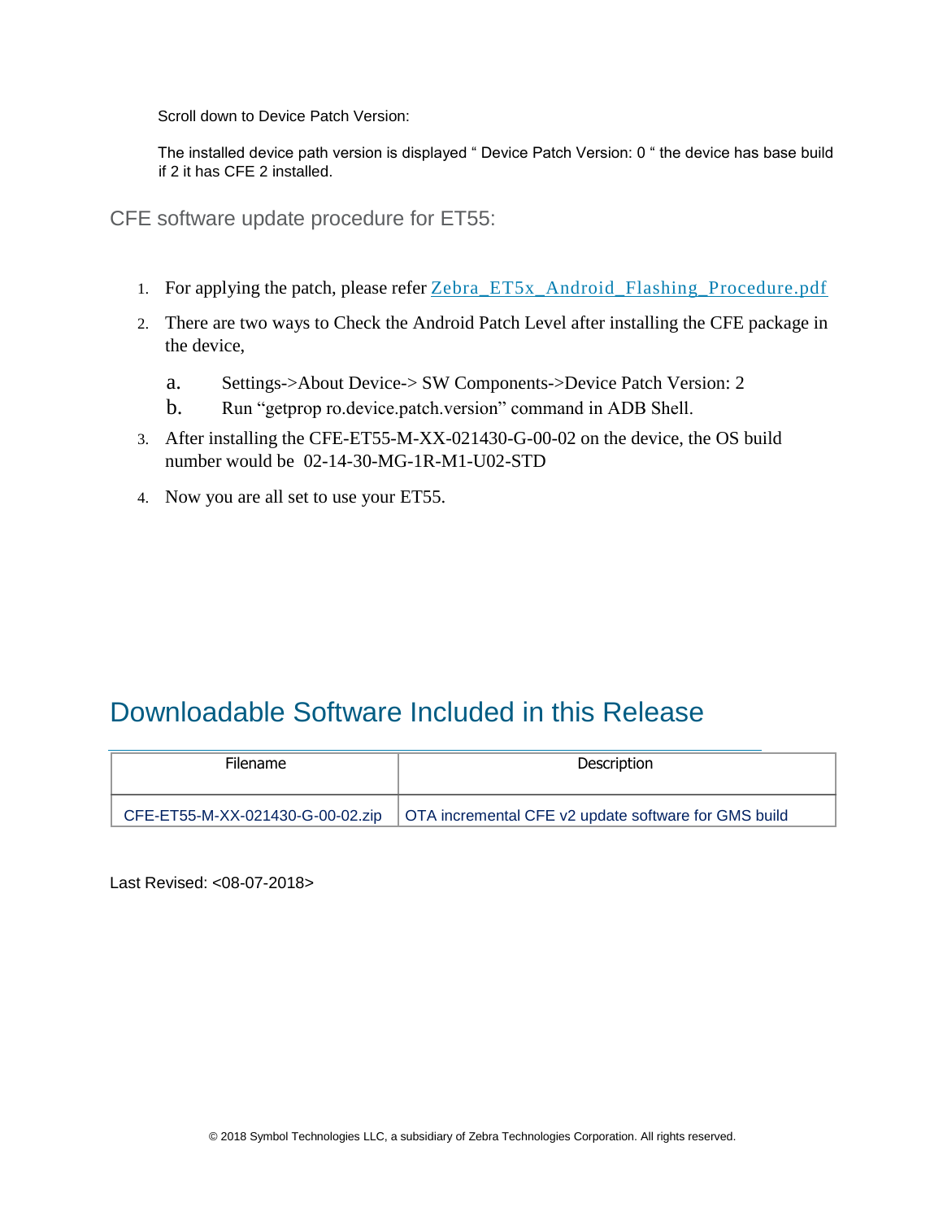Scroll down to Device Patch Version:

The installed device path version is displayed " Device Patch Version: 0 " the device has base build if 2 it has CFE 2 installed.

## CFE software update procedure for ET55:

1. For applying the patch, please refer Zebra_ET5x_Android_Flashing_Procedure.pdf
2. There are two ways to Check the Android Patch Level after installing the CFE package in the device,
   a. Settings->About Device-> SW Components->Device Patch Version: 2
   b. Run "getprop ro.device.patch.version" command in ADB Shell.
3. After installing the CFE-ET55-M-XX-021430-G-00-02 on the device, the OS build number would be 02-14-30-MG-1R-M1-U02-STD
4. Now you are all set to use your ET55.

# Downloadable Software Included in this Release

| Filename | Description |
|---|---|
| CFE-ET55-M-XX-021430-G-00-02.zip | OTA incremental CFE v2 update software for GMS build |

Last Revised: <08-07-2018>

© 2018 Symbol Technologies LLC, a subsidiary of Zebra Technologies Corporation. All rights reserved.